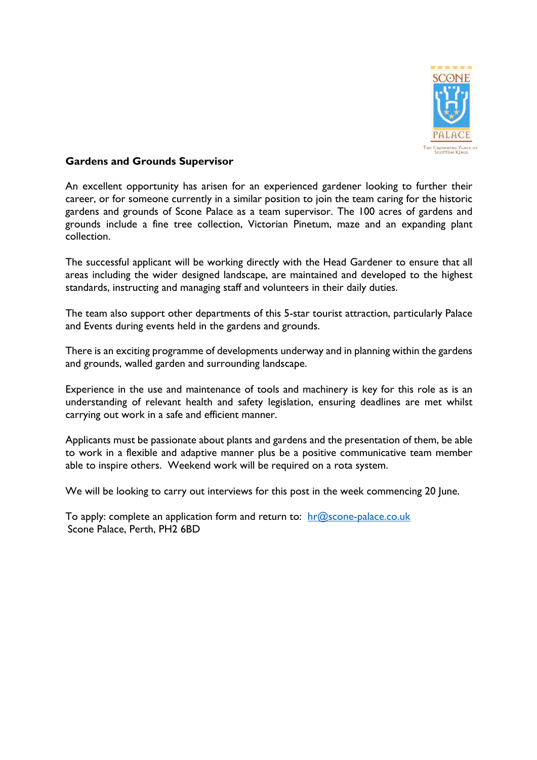**Gardens and Grounds Supervisor**

An excellent opportunity has arisen for an experienced gardener looking to further their career, or for someone currently in a similar position to join the team caring for the historic gardens and grounds of Scone Palace as a team supervisor. The 100 acres of gardens and grounds include a fine tree collection, Victorian Pinetum, maze and an expanding plant collection.

The successful applicant will be working directly with the Head Gardener to ensure that all areas including the wider designed landscape, are maintained and developed to the highest standards, instructing and managing staff and volunteers in their daily duties.

The team also support other departments of this 5-star tourist attraction, particularly Palace and Events during events held in the gardens and grounds.

There is an exciting programme of developments underway and in planning within the gardens and grounds, walled garden and surrounding landscape.

Experience in the use and maintenance of tools and machinery is key for this role as is an understanding of relevant health and safety legislation, ensuring deadlines are met whilst carrying out work in a safe and efficient manner.

Applicants must be passionate about plants and gardens and the presentation of them, be able to work in a flexible and adaptive manner plus be a positive communicative team member able to inspire others. Weekend work will be required on a rota system.

We will be looking to carry out interviews for this post in the week commencing 20 June.

To apply: complete an application form and return to: hr@scone-palace.co.uk
Scone Palace, Perth, PH2 6BD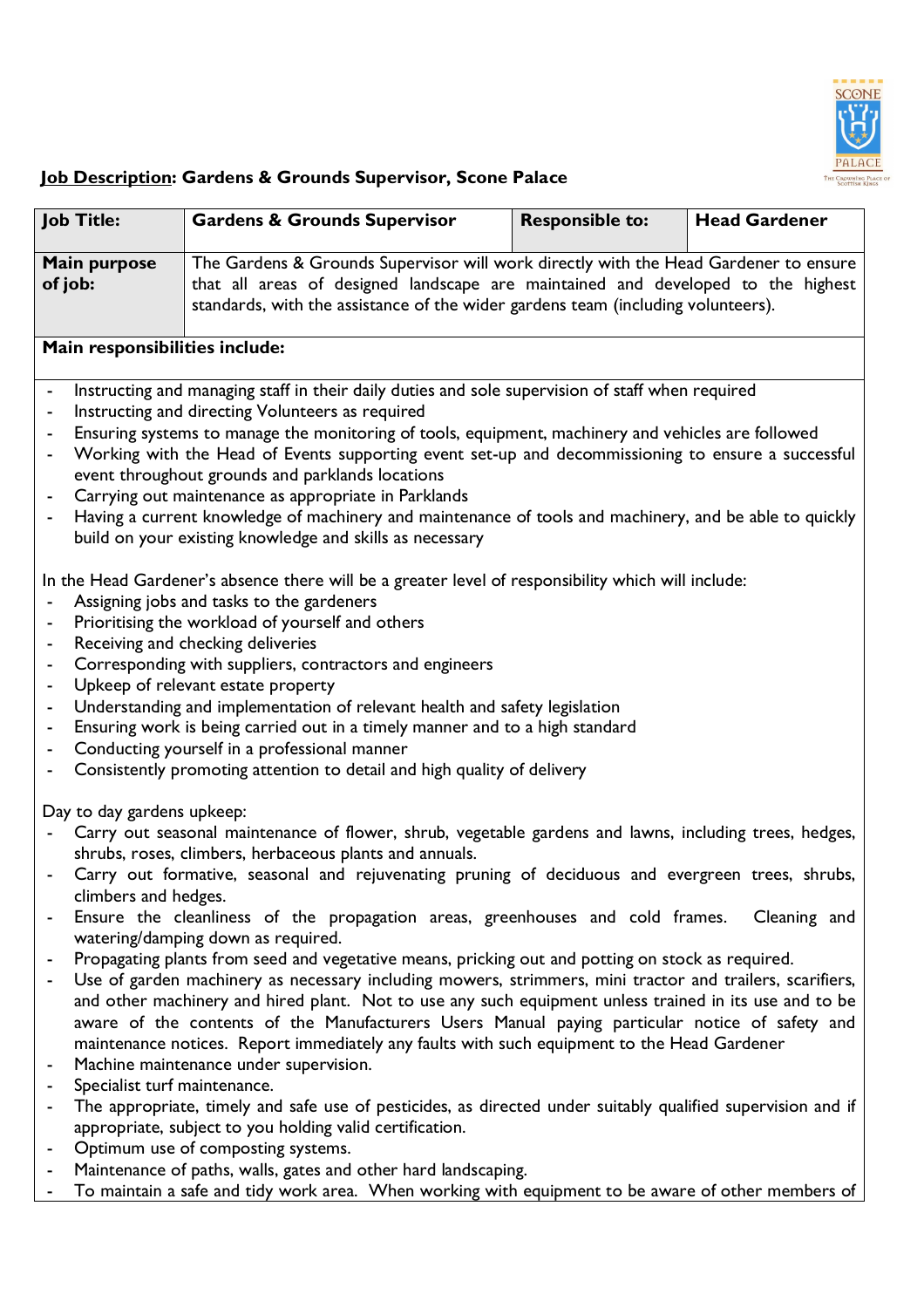## Job Description: Gardens & Grounds Supervisor, Scone Palace

| Job Title: | Gardens & Grounds Supervisor | Responsible to: | Head Gardener |
| --- | --- | --- | --- |
| Main purpose of job: | The Gardens & Grounds Supervisor will work directly with the Head Gardener to ensure that all areas of designed landscape are maintained and developed to the highest standards, with the assistance of the wider gardens team (including volunteers). | | |

**Main responsibilities include:**

- Instructing and managing staff in their daily duties and sole supervision of staff when required
- Instructing and directing Volunteers as required
- Ensuring systems to manage the monitoring of tools, equipment, machinery and vehicles are followed
- Working with the Head of Events supporting event set-up and decommissioning to ensure a successful event throughout grounds and parklands locations
- Carrying out maintenance as appropriate in Parklands
- Having a current knowledge of machinery and maintenance of tools and machinery, and be able to quickly build on your existing knowledge and skills as necessary

In the Head Gardener's absence there will be a greater level of responsibility which will include:

- Assigning jobs and tasks to the gardeners
- Prioritising the workload of yourself and others
- Receiving and checking deliveries
- Corresponding with suppliers, contractors and engineers
- Upkeep of relevant estate property
- Understanding and implementation of relevant health and safety legislation
- Ensuring work is being carried out in a timely manner and to a high standard
- Conducting yourself in a professional manner
- Consistently promoting attention to detail and high quality of delivery

Day to day gardens upkeep:

- Carry out seasonal maintenance of flower, shrub, vegetable gardens and lawns, including trees, hedges, shrubs, roses, climbers, herbaceous plants and annuals.
- Carry out formative, seasonal and rejuvenating pruning of deciduous and evergreen trees, shrubs, climbers and hedges.
- Ensure the cleanliness of the propagation areas, greenhouses and cold frames. Cleaning and watering/damping down as required.
- Propagating plants from seed and vegetative means, pricking out and potting on stock as required.
- Use of garden machinery as necessary including mowers, strimmers, mini tractor and trailers, scarifiers, and other machinery and hired plant. Not to use any such equipment unless trained in its use and to be aware of the contents of the Manufacturers Users Manual paying particular notice of safety and maintenance notices. Report immediately any faults with such equipment to the Head Gardener
- Machine maintenance under supervision.
- Specialist turf maintenance.
- The appropriate, timely and safe use of pesticides, as directed under suitably qualified supervision and if appropriate, subject to you holding valid certification.
- Optimum use of composting systems.
- Maintenance of paths, walls, gates and other hard landscaping.
- To maintain a safe and tidy work area. When working with equipment to be aware of other members of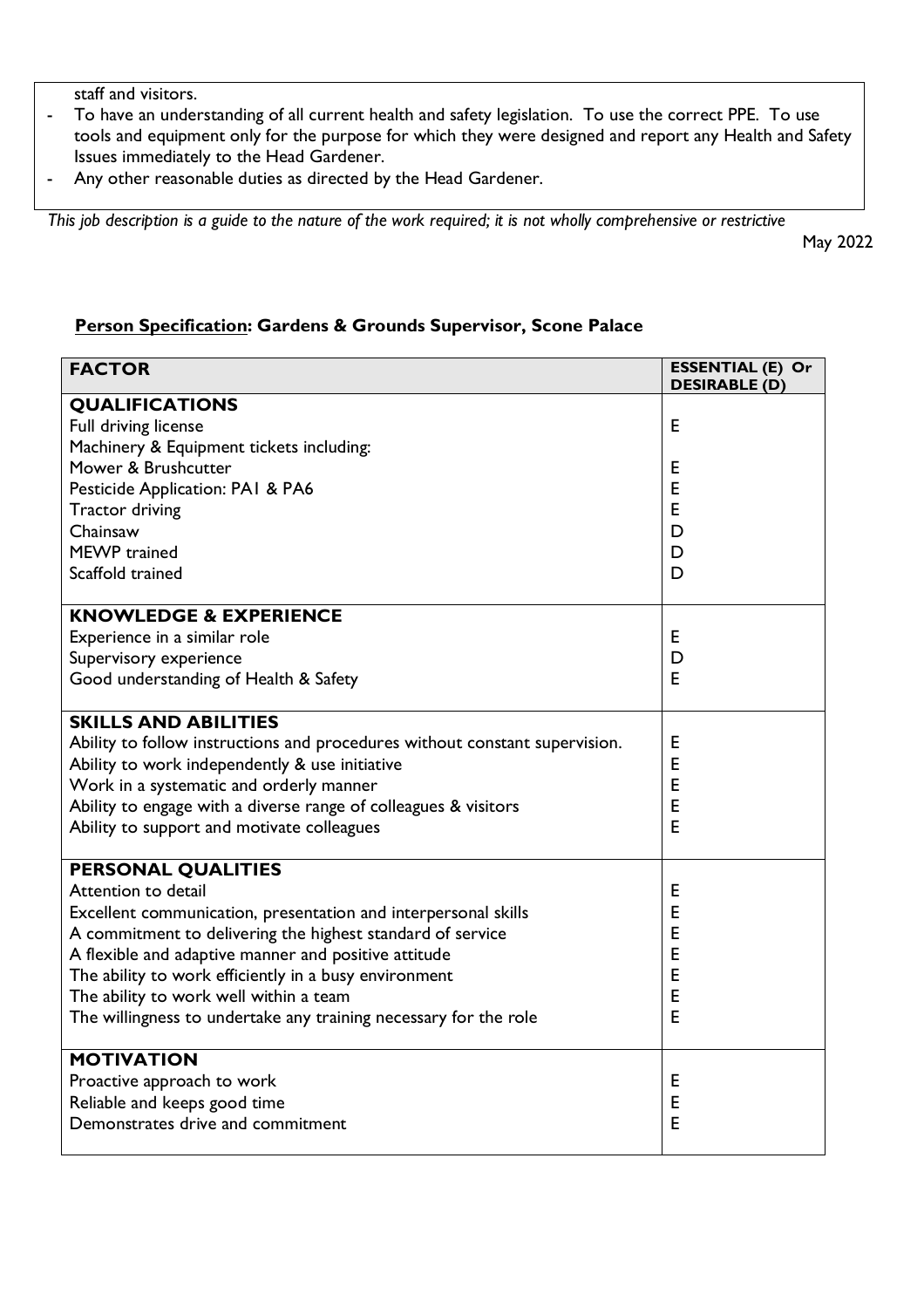staff and visitors.

- To have an understanding of all current health and safety legislation. To use the correct PPE. To use tools and equipment only for the purpose for which they were designed and report any Health and Safety Issues immediately to the Head Gardener.
- Any other reasonable duties as directed by the Head Gardener.

*This job description is a guide to the nature of the work required; it is not wholly comprehensive or restrictive*

May 2022

**Person Specification: Gardens & Grounds Supervisor, Scone Palace**

| FACTOR | ESSENTIAL (E) Or DESIRABLE (D) |
|---|---|
| **QUALIFICATIONS** | |
| Full driving license | E |
| Machinery & Equipment tickets including: | |
| Mower & Brushcutter | E |
| Pesticide Application: PA1 & PA6 | E |
| Tractor driving | E |
| Chainsaw | D |
| MEWP trained | D |
| Scaffold trained | D |
| **KNOWLEDGE & EXPERIENCE** | |
| Experience in a similar role | E |
| Supervisory experience | D |
| Good understanding of Health & Safety | E |
| **SKILLS AND ABILITIES** | |
| Ability to follow instructions and procedures without constant supervision. | E |
| Ability to work independently & use initiative | E |
| Work in a systematic and orderly manner | E |
| Ability to engage with a diverse range of colleagues & visitors | E |
| Ability to support and motivate colleagues | E |
| **PERSONAL QUALITIES** | |
| Attention to detail | E |
| Excellent communication, presentation and interpersonal skills | E |
| A commitment to delivering the highest standard of service | E |
| A flexible and adaptive manner and positive attitude | E |
| The ability to work efficiently in a busy environment | E |
| The ability to work well within a team | E |
| The willingness to undertake any training necessary for the role | E |
| **MOTIVATION** | |
| Proactive approach to work | E |
| Reliable and keeps good time | E |
| Demonstrates drive and commitment | E |